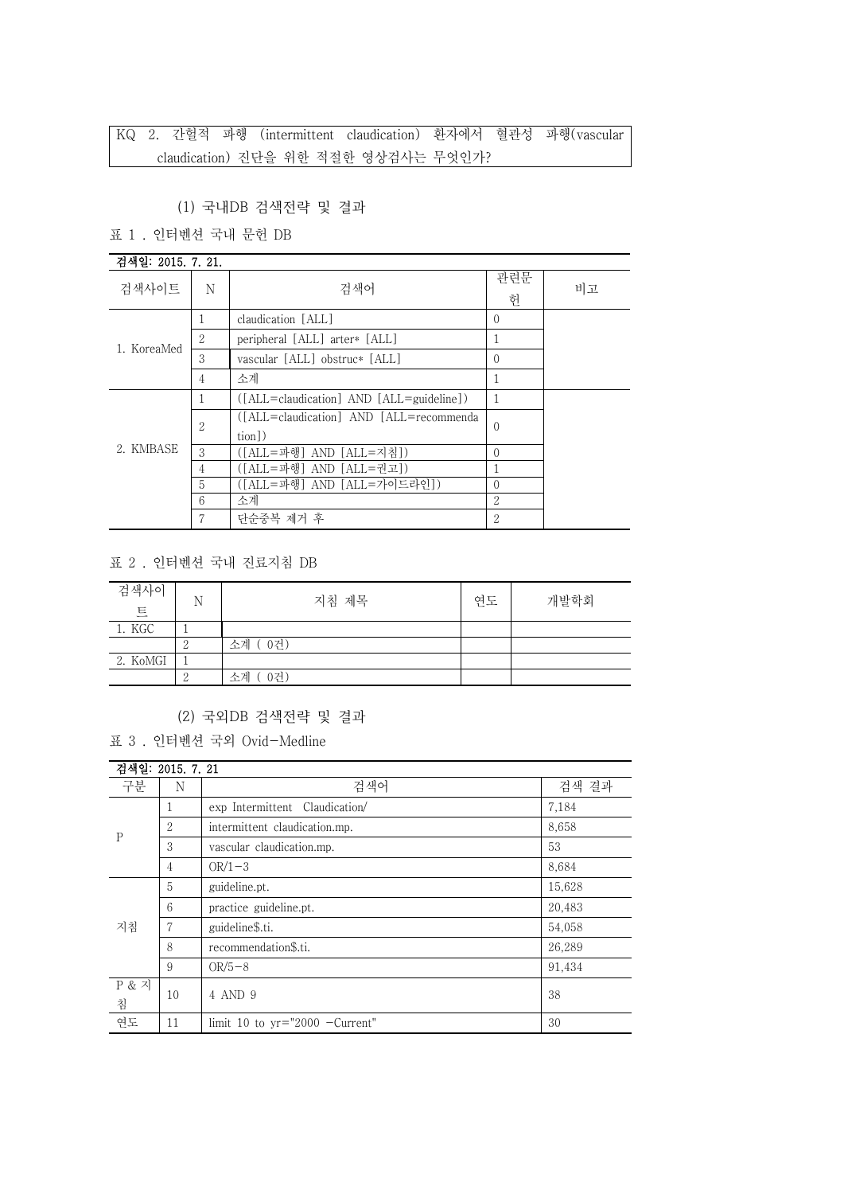KQ 2. 간헐적 파행 (intermittent claudication) 환자에서 혈관성 파행(vascular claudication) 진단을 위한 적절한 영상검사는 무엇인가?

(1) 국내DB 검색전략 및 결과

표 1 . 인터벤션 국내 문헌 DB

검색일: 2015. 7. 21.

| 검색사이트 | N | 검색어 | 관련문헌 | 비고 |
|---|---|---|---|---|
| 1. KoreaMed | 1 | claudication [ALL] | 0 | |
| | 2 | peripheral [ALL] arter* [ALL] | 1 | |
| | 3 | vascular [ALL] obstruc* [ALL] | 0 | |
| | 4 | 소계 | 1 | |
| 2. KMBASE | 1 | ([ALL=claudication] AND [ALL=guideline]) | 1 | |
| | 2 | ([ALL=claudication] AND [ALL=recommendation]) | 0 | |
| | 3 | ([ALL=파행] AND [ALL=지침]) | 0 | |
| | 4 | ([ALL=파행] AND [ALL=권고]) | 1 | |
| | 5 | ([ALL=파행] AND [ALL=가이드라인]) | 0 | |
| | 6 | 소계 | 2 | |
| | 7 | 단순중복 제거 후 | 2 | |

표 2 . 인터벤션 국내 진료지침 DB

| 검색사이트 | N | 지침 제목 | 연도 | 개발학회 |
|---|---|---|---|---|
| 1. KGC | 1 | | | |
| | 2 | 소계 ( 0건) | | |
| 2. KoMGI | 1 | | | |
| | 2 | 소계 ( 0건) | | |

(2) 국외DB 검색전략 및 결과

표 3 . 인터벤션 국외 Ovid-Medline

검색일: 2015. 7. 21

| 구분 | N | 검색어 | 검색 결과 |
|---|---|---|---|
| P | 1 | exp Intermittent Claudication/ | 7,184 |
| | 2 | intermittent claudication.mp. | 8,658 |
| | 3 | vascular claudication.mp. | 53 |
| | 4 | OR/1-3 | 8,684 |
| 지침 | 5 | guideline.pt. | 15,628 |
| | 6 | practice guideline.pt. | 20,483 |
| | 7 | guideline$.ti. | 54,058 |
| | 8 | recommendation$.ti. | 26,289 |
| | 9 | OR/5-8 | 91,434 |
| P & 지침 | 10 | 4 AND 9 | 38 |
| 연도 | 11 | limit 10 to yr="2000 -Current" | 30 |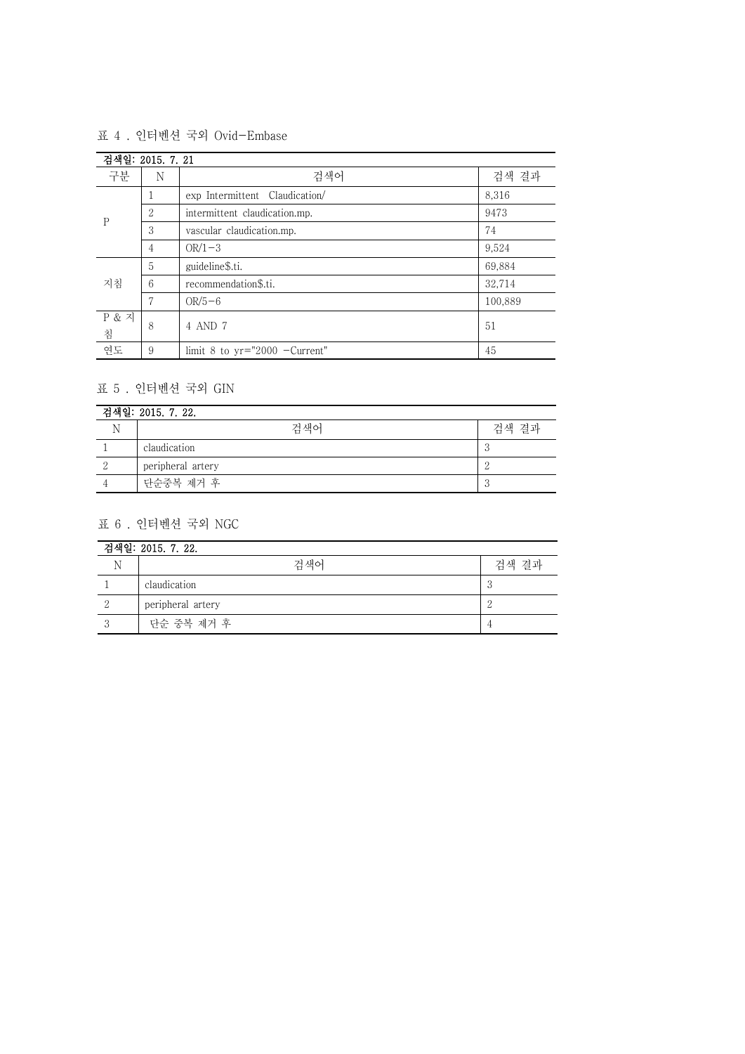표 4 . 인터벤션 국외 Ovid-Embase

| 검색일: 2015. 7. 21 | | | |
|---|---|---|---|
| 구분 | N | 검색어 | 검색 결과 |
| P | 1 | exp Intermittent Claudication/ | 8,316 |
| | 2 | intermittent claudication.mp. | 9473 |
| | 3 | vascular claudication.mp. | 74 |
| | 4 | OR/1-3 | 9,524 |
| 지침 | 5 | guideline$.ti. | 69,884 |
| | 6 | recommendation$.ti. | 32,714 |
| | 7 | OR/5-6 | 100,889 |
| P & 지침 | 8 | 4 AND 7 | 51 |
| 연도 | 9 | limit 8 to yr="2000 -Current" | 45 |

표 5 . 인터벤션 국외 GIN

| 검색일: 2015. 7. 22. | | |
|---|---|---|
| N | 검색어 | 검색 결과 |
| 1 | claudication | 3 |
| 2 | peripheral artery | 2 |
| 4 | 단순중복 제거 후 | 3 |

표 6 . 인터벤션 국외 NGC

| 검색일: 2015. 7. 22. | | |
|---|---|---|
| N | 검색어 | 검색 결과 |
| 1 | claudication | 3 |
| 2 | peripheral artery | 2 |
| 3 | 단순 중복 제거 후 | 4 |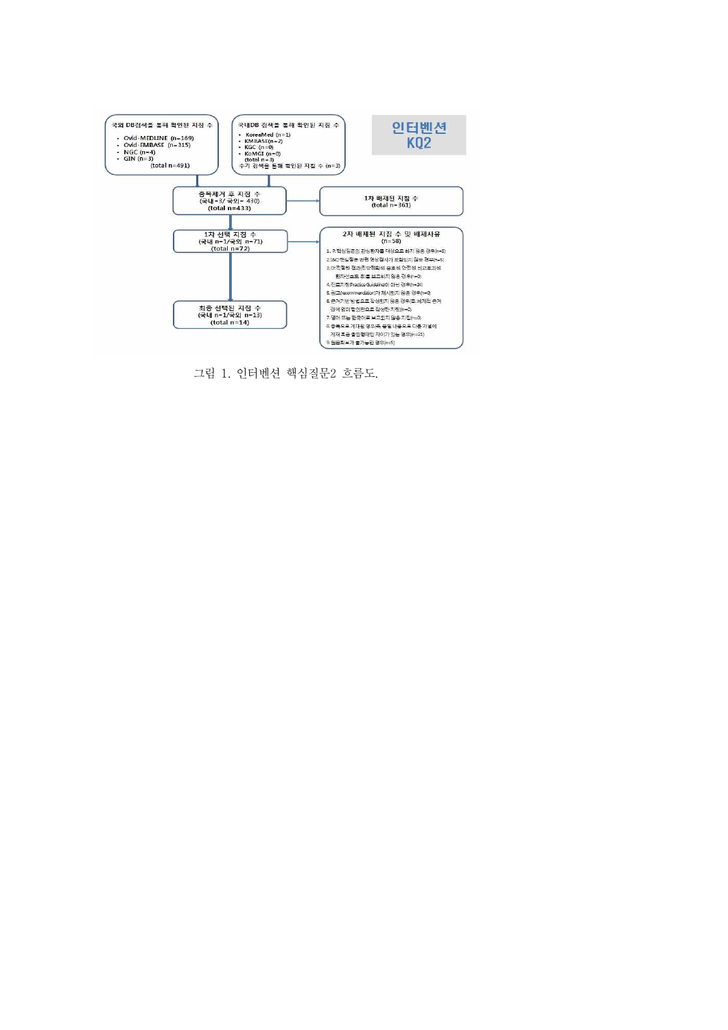국외 DB검색을 통해 확인된 지침 수

- Ovid-MEDLINE (n=169)
- Ovid-EMBASE (n=315)
- NGC (n=4)
- GIN (n=3)

(total n=491)

국내DB 검색을 통해 확인된 지침 수

- KoreaMed (n=1)
- KMBASE(n=2)
- KGC (n=0)
- KoMGI (n=0)

(total n=3)

수기 검색을 통해 확인된 지침 수 (n=3)

인터벤션 KQ2

중복제거 후 지침 수
(국내-3/ 국외- 430)
(total n=433)

1차 배제된 지침 수
(total n=361)

1차 선택 지침 수
(국내 n=1/국외 n=71)
(total n=72)

2차 배제된 지침 수 및 배제사유
(n=58)

1. P(핵심질문의 관심환자)를 대상으로 하지 않은 경우(n=3)
2. I&C(핵심질문 관련 영상검사)가 포함되지 않은 경우(n=5)
3. O(적절한 결과(진단정확성 유효성 안전성 비교효과성 환자선호도 등)를 보고하지 않은 경우(n=0)
4. 진료지침(Practice Guideline)이 아닌 경우(n=24)
5. 권고(recommendation)가 제시되지 않은 경우(n=0)
6. 근거기반 방법으로 작성되지 않은 경우(즉, 체계적 근거검색 없이 합의로 작성된 지침)(n=0)
7. 영어 또는 한국어로 보고되지 않은 지침(n=0)
8. 중복으로 게재된 경우(즉 동일 내용으로 다른 저널에 게재 또는 출판형태만 차이가 있는 경우)(n=21)
9. 원문확보가 불가능한 경우(n=5)

최종 선택된 지침 수
(국내 n=1/국외 n=13)
(total n=14)

그림 1. 인터벤션 핵심질문2 흐름도.